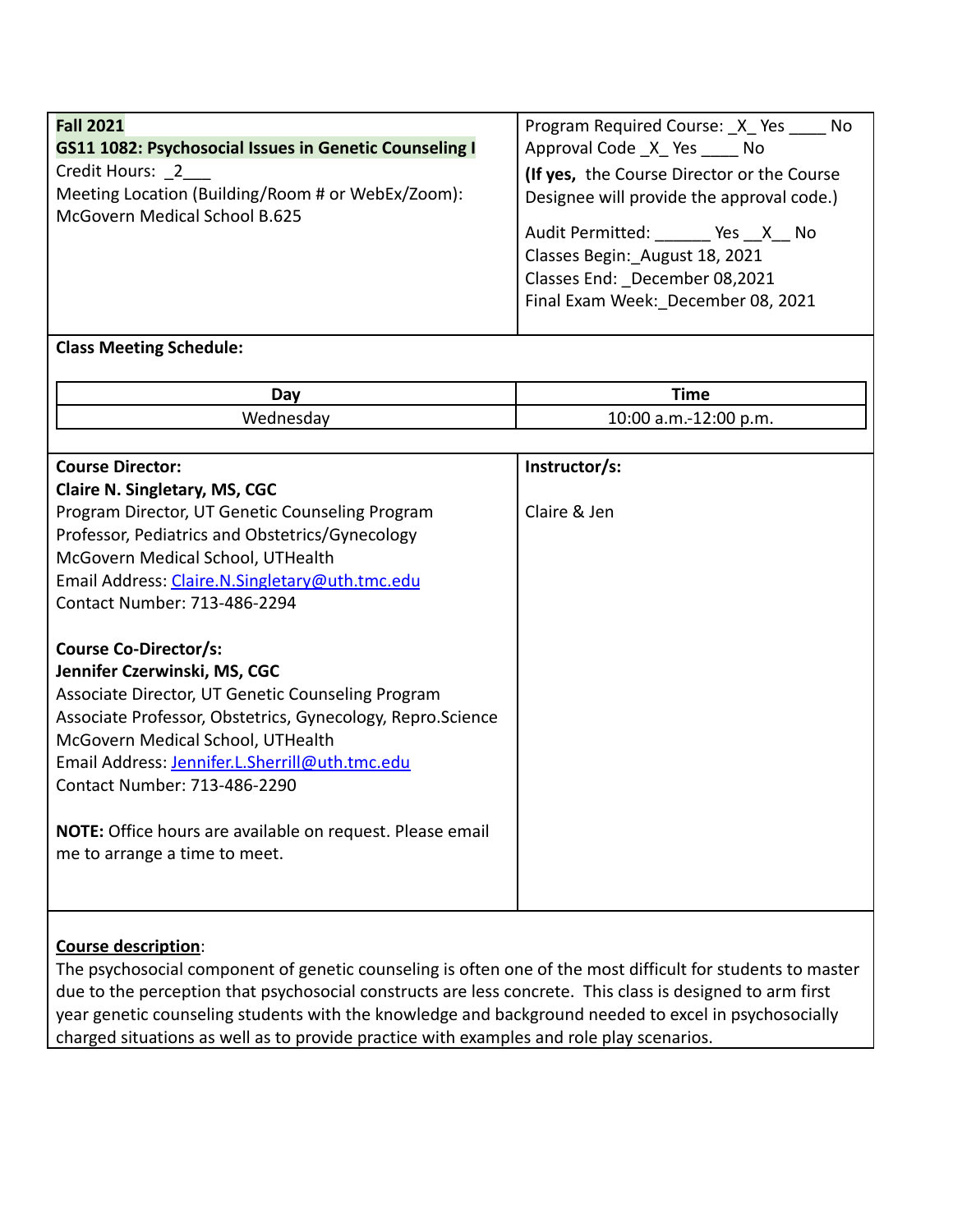**Fall 2021**
**GS11 1082: Psychosocial Issues in Genetic Counseling I**
Credit Hours: _2___
Meeting Location (Building/Room # or WebEx/Zoom): McGovern Medical School B.625

Program Required Course: _X_ Yes ____ No
Approval Code _X_ Yes ____ No
**(If yes,** the Course Director or the Course Designee will provide the approval code.)

Audit Permitted: ______ Yes __X__ No
Classes Begin: _August 18, 2021
Classes End: _December 08,2021
Final Exam Week: _December 08, 2021

**Class Meeting Schedule:**

| Day | Time |
|---|---|
| Wednesday | 10:00 a.m.-12:00 p.m. |

**Course Director:**
**Claire N. Singletary, MS, CGC**
Program Director, UT Genetic Counseling Program
Professor, Pediatrics and Obstetrics/Gynecology
McGovern Medical School, UTHealth
Email Address: Claire.N.Singletary@uth.tmc.edu
Contact Number: 713-486-2294

**Course Co-Director/s:**
**Jennifer Czerwinski, MS, CGC**
Associate Director, UT Genetic Counseling Program
Associate Professor, Obstetrics, Gynecology, Repro.Science
McGovern Medical School, UTHealth
Email Address: Jennifer.L.Sherrill@uth.tmc.edu
Contact Number: 713-486-2290

**NOTE:** Office hours are available on request. Please email me to arrange a time to meet.

**Instructor/s:**

Claire & Jen

**Course description**:
The psychosocial component of genetic counseling is often one of the most difficult for students to master due to the perception that psychosocial constructs are less concrete. This class is designed to arm first year genetic counseling students with the knowledge and background needed to excel in psychosocially charged situations as well as to provide practice with examples and role play scenarios.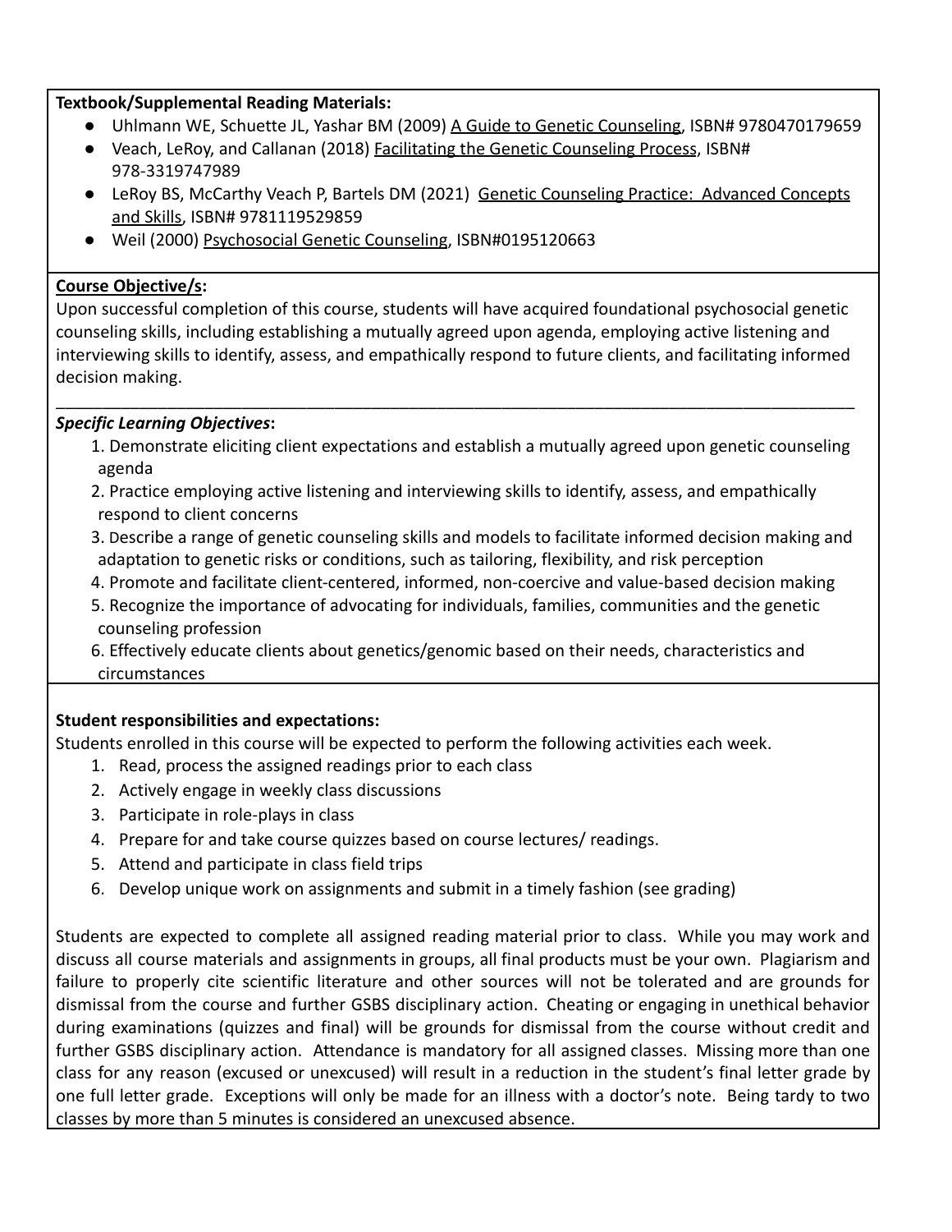**Textbook/Supplemental Reading Materials:**

- Uhlmann WE, Schuette JL, Yashar BM (2009) A Guide to Genetic Counseling, ISBN# 9780470179659
- Veach, LeRoy, and Callanan (2018) Facilitating the Genetic Counseling Process, ISBN# 978-3319747989
- LeRoy BS, McCarthy Veach P, Bartels DM (2021) Genetic Counseling Practice: Advanced Concepts and Skills, ISBN# 9781119529859
- Weil (2000) Psychosocial Genetic Counseling, ISBN#0195120663

**Course Objective/s:**

Upon successful completion of this course, students will have acquired foundational psychosocial genetic counseling skills, including establishing a mutually agreed upon agenda, employing active listening and interviewing skills to identify, assess, and empathically respond to future clients, and facilitating informed decision making.

---

***Specific Learning Objectives*:**

1. Demonstrate eliciting client expectations and establish a mutually agreed upon genetic counseling agenda
2. Practice employing active listening and interviewing skills to identify, assess, and empathically respond to client concerns
3. Describe a range of genetic counseling skills and models to facilitate informed decision making and adaptation to genetic risks or conditions, such as tailoring, flexibility, and risk perception
4. Promote and facilitate client-centered, informed, non-coercive and value-based decision making
5. Recognize the importance of advocating for individuals, families, communities and the genetic counseling profession
6. Effectively educate clients about genetics/genomic based on their needs, characteristics and circumstances

**Student responsibilities and expectations:**

Students enrolled in this course will be expected to perform the following activities each week.

1. Read, process the assigned readings prior to each class
2. Actively engage in weekly class discussions
3. Participate in role-plays in class
4. Prepare for and take course quizzes based on course lectures/ readings.
5. Attend and participate in class field trips
6. Develop unique work on assignments and submit in a timely fashion (see grading)

Students are expected to complete all assigned reading material prior to class. While you may work and discuss all course materials and assignments in groups, all final products must be your own. Plagiarism and failure to properly cite scientific literature and other sources will not be tolerated and are grounds for dismissal from the course and further GSBS disciplinary action. Cheating or engaging in unethical behavior during examinations (quizzes and final) will be grounds for dismissal from the course without credit and further GSBS disciplinary action. Attendance is mandatory for all assigned classes. Missing more than one class for any reason (excused or unexcused) will result in a reduction in the student's final letter grade by one full letter grade. Exceptions will only be made for an illness with a doctor's note. Being tardy to two classes by more than 5 minutes is considered an unexcused absence.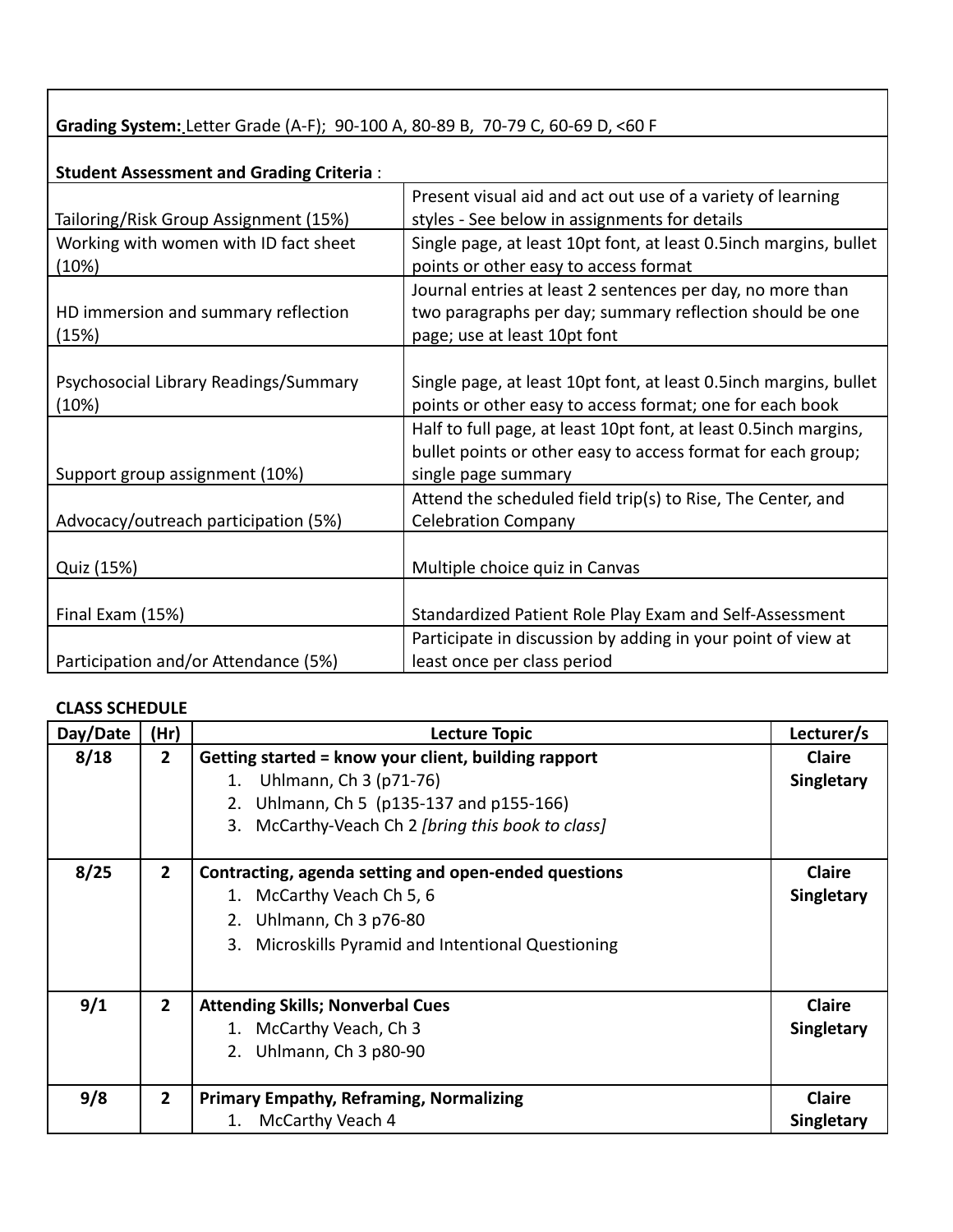**Grading System:** Letter Grade (A-F); 90-100 A, 80-89 B, 70-79 C, 60-69 D, <60 F

**Student Assessment and Grading Criteria** :

| | |
|---|---|
| Tailoring/Risk Group Assignment (15%) | Present visual aid and act out use of a variety of learning styles - See below in assignments for details |
| Working with women with ID fact sheet (10%) | Single page, at least 10pt font, at least 0.5inch margins, bullet points or other easy to access format |
| HD immersion and summary reflection (15%) | Journal entries at least 2 sentences per day, no more than two paragraphs per day; summary reflection should be one page; use at least 10pt font |
| Psychosocial Library Readings/Summary (10%) | Single page, at least 10pt font, at least 0.5inch margins, bullet points or other easy to access format; one for each book |
| Support group assignment (10%) | Half to full page, at least 10pt font, at least 0.5inch margins, bullet points or other easy to access format for each group; single page summary |
| Advocacy/outreach participation (5%) | Attend the scheduled field trip(s) to Rise, The Center, and Celebration Company |
| Quiz (15%) | Multiple choice quiz in Canvas |
| Final Exam (15%) | Standardized Patient Role Play Exam and Self-Assessment |
| Participation and/or Attendance (5%) | Participate in discussion by adding in your point of view at least once per class period |

**CLASS SCHEDULE**

| Day/Date | (Hr) | Lecture Topic | Lecturer/s |
|---|---|---|---|
| **8/18** | **2** | **Getting started = know your client, building rapport**<br>1. Uhlmann, Ch 3 (p71-76)<br>2. Uhlmann, Ch 5 (p135-137 and p155-166)<br>3. McCarthy-Veach Ch 2 *[bring this book to class]* | **Claire Singletary** |
| **8/25** | **2** | **Contracting, agenda setting and open-ended questions**<br>1. McCarthy Veach Ch 5, 6<br>2. Uhlmann, Ch 3 p76-80<br>3. Microskills Pyramid and Intentional Questioning | **Claire Singletary** |
| **9/1** | **2** | **Attending Skills; Nonverbal Cues**<br>1. McCarthy Veach, Ch 3<br>2. Uhlmann, Ch 3 p80-90 | **Claire Singletary** |
| **9/8** | **2** | **Primary Empathy, Reframing, Normalizing**<br>1. McCarthy Veach 4 | **Claire Singletary** |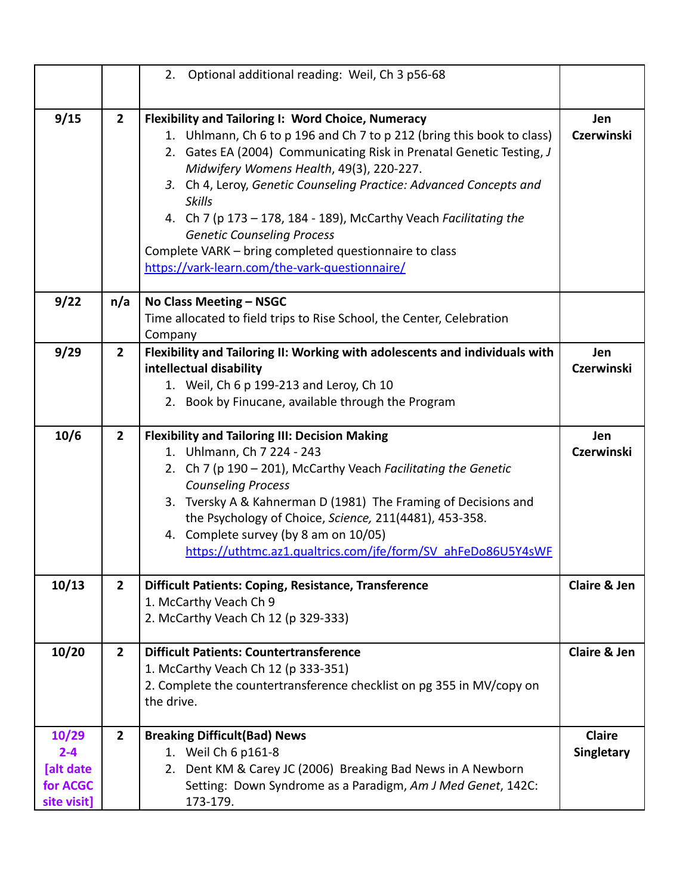| | | | |
|---|---|---|---|
| | | 2. Optional additional reading: Weil, Ch 3 p56-68 | |
| **9/15** | **2** | **Flexibility and Tailoring I: Word Choice, Numeracy**<br>1. Uhlmann, Ch 6 to p 196 and Ch 7 to p 212 (bring this book to class)<br>2. Gates EA (2004) Communicating Risk in Prenatal Genetic Testing, *J Midwifery Womens Health*, 49(3), 220-227.<br>3. Ch 4, Leroy, *Genetic Counseling Practice: Advanced Concepts and Skills*<br>4. Ch 7 (p 173 – 178, 184 - 189), McCarthy Veach *Facilitating the Genetic Counseling Process*<br>Complete VARK – bring completed questionnaire to class<br>https://vark-learn.com/the-vark-questionnaire/ | **Jen Czerwinski** |
| **9/22** | **n/a** | **No Class Meeting – NSGC**<br>Time allocated to field trips to Rise School, the Center, Celebration Company | |
| **9/29** | **2** | **Flexibility and Tailoring II: Working with adolescents and individuals with intellectual disability**<br>1. Weil, Ch 6 p 199-213 and Leroy, Ch 10<br>2. Book by Finucane, available through the Program | **Jen Czerwinski** |
| **10/6** | **2** | **Flexibility and Tailoring III: Decision Making**<br>1. Uhlmann, Ch 7 224 - 243<br>2. Ch 7 (p 190 – 201), McCarthy Veach *Facilitating the Genetic Counseling Process*<br>3. Tversky A & Kahnerman D (1981) The Framing of Decisions and the Psychology of Choice, *Science,* 211(4481), 453-358.<br>4. Complete survey (by 8 am on 10/05) https://uthtmc.az1.qualtrics.com/jfe/form/SV_ahFeDo86U5Y4sWF | **Jen Czerwinski** |
| **10/13** | **2** | **Difficult Patients: Coping, Resistance, Transference**<br>1. McCarthy Veach Ch 9<br>2. McCarthy Veach Ch 12 (p 329-333) | **Claire & Jen** |
| **10/20** | **2** | **Difficult Patients: Countertransference**<br>1. McCarthy Veach Ch 12 (p 333-351)<br>2. Complete the countertransference checklist on pg 355 in MV/copy on the drive. | **Claire & Jen** |
| **10/29 2-4 [alt date for ACGC site visit]** | **2** | **Breaking Difficult(Bad) News**<br>1. Weil Ch 6 p161-8<br>2. Dent KM & Carey JC (2006) Breaking Bad News in A Newborn Setting: Down Syndrome as a Paradigm, *Am J Med Genet*, 142C: 173-179. | **Claire Singletary** |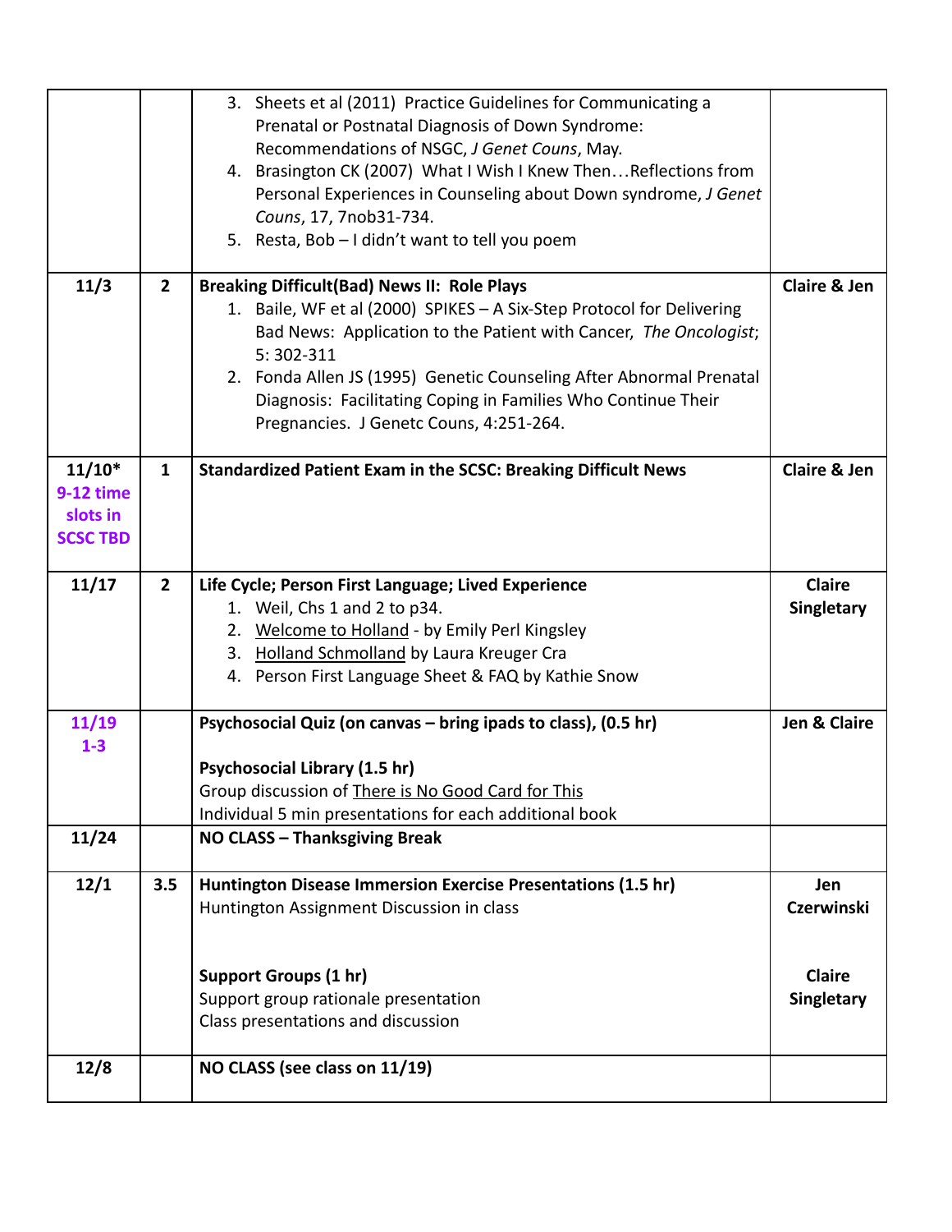| | | | |
|---|---|---|---|
| | | 3. Sheets et al (2011) Practice Guidelines for Communicating a Prenatal or Postnatal Diagnosis of Down Syndrome: Recommendations of NSGC, *J Genet Couns*, May.<br>4. Brasington CK (2007) What I Wish I Knew Then…Reflections from Personal Experiences in Counseling about Down syndrome, *J Genet Couns*, 17, 7nob31-734.<br>5. Resta, Bob – I didn't want to tell you poem | |
| **11/3** | **2** | **Breaking Difficult(Bad) News II: Role Plays**<br>1. Baile, WF et al (2000) SPIKES – A Six-Step Protocol for Delivering Bad News: Application to the Patient with Cancer, *The Oncologist*; 5: 302-311<br>2. Fonda Allen JS (1995) Genetic Counseling After Abnormal Prenatal Diagnosis: Facilitating Coping in Families Who Continue Their Pregnancies. J Genetc Couns, 4:251-264. | **Claire & Jen** |
| **11/10*** **9-12 time slots in SCSC TBD** | **1** | **Standardized Patient Exam in the SCSC: Breaking Difficult News** | **Claire & Jen** |
| **11/17** | **2** | **Life Cycle; Person First Language; Lived Experience**<br>1. Weil, Chs 1 and 2 to p34.<br>2. <u>Welcome to Holland</u> - by Emily Perl Kingsley<br>3. <u>Holland Schmolland</u> by Laura Kreuger Cra<br>4. Person First Language Sheet & FAQ by Kathie Snow | **Claire Singletary** |
| **11/19 1-3** | | **Psychosocial Quiz (on canvas – bring ipads to class), (0.5 hr)**<br><br>**Psychosocial Library (1.5 hr)**<br>Group discussion of <u>There is No Good Card for This</u><br>Individual 5 min presentations for each additional book | **Jen & Claire** |
| **11/24** | | **NO CLASS – Thanksgiving Break** | |
| **12/1** | **3.5** | **Huntington Disease Immersion Exercise Presentations (1.5 hr)**<br>Huntington Assignment Discussion in class<br><br>**Support Groups (1 hr)**<br>Support group rationale presentation<br>Class presentations and discussion | **Jen Czerwinski**<br><br>**Claire Singletary** |
| **12/8** | | **NO CLASS (see class on 11/19)** | |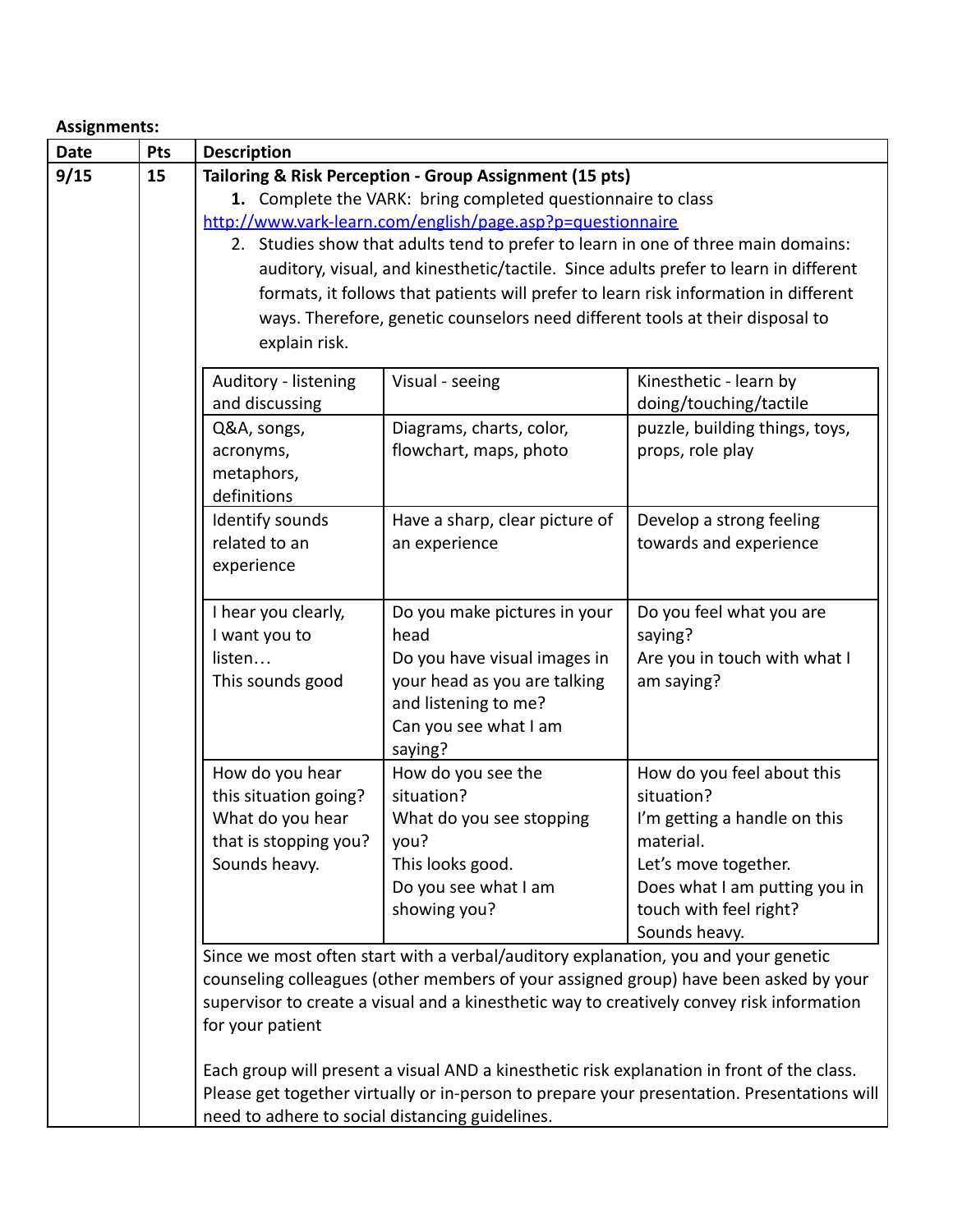**Assignments:**

| Date | Pts | Description |
|---|---|---|
| 9/15 | 15 | **Tailoring & Risk Perception - Group Assignment (15 pts)** |

1. Complete the VARK: bring completed questionnaire to class
[http://www.vark-learn.com/english/page.asp?p=questionnaire](http://www.vark-learn.com/english/page.asp?p=questionnaire)
2. Studies show that adults tend to prefer to learn in one of three main domains: auditory, visual, and kinesthetic/tactile. Since adults prefer to learn in different formats, it follows that patients will prefer to learn risk information in different ways. Therefore, genetic counselors need different tools at their disposal to explain risk.

| Auditory - listening and discussing | Visual - seeing | Kinesthetic - learn by doing/touching/tactile |
|---|---|---|
| Q&A, songs, acronyms, metaphors, definitions | Diagrams, charts, color, flowchart, maps, photo | puzzle, building things, toys, props, role play |
| Identify sounds related to an experience | Have a sharp, clear picture of an experience | Develop a strong feeling towards and experience |
| I hear you clearly, I want you to listen… This sounds good | Do you make pictures in your head Do you have visual images in your head as you are talking and listening to me? Can you see what I am saying? | Do you feel what you are saying? Are you in touch with what I am saying? |
| How do you hear this situation going? What do you hear that is stopping you? Sounds heavy. | How do you see the situation? What do you see stopping you? This looks good. Do you see what I am showing you? | How do you feel about this situation? I'm getting a handle on this material. Let's move together. Does what I am putting you in touch with feel right? Sounds heavy. |

Since we most often start with a verbal/auditory explanation, you and your genetic counseling colleagues (other members of your assigned group) have been asked by your supervisor to create a visual and a kinesthetic way to creatively convey risk information for your patient

Each group will present a visual AND a kinesthetic risk explanation in front of the class. Please get together virtually or in-person to prepare your presentation. Presentations will need to adhere to social distancing guidelines.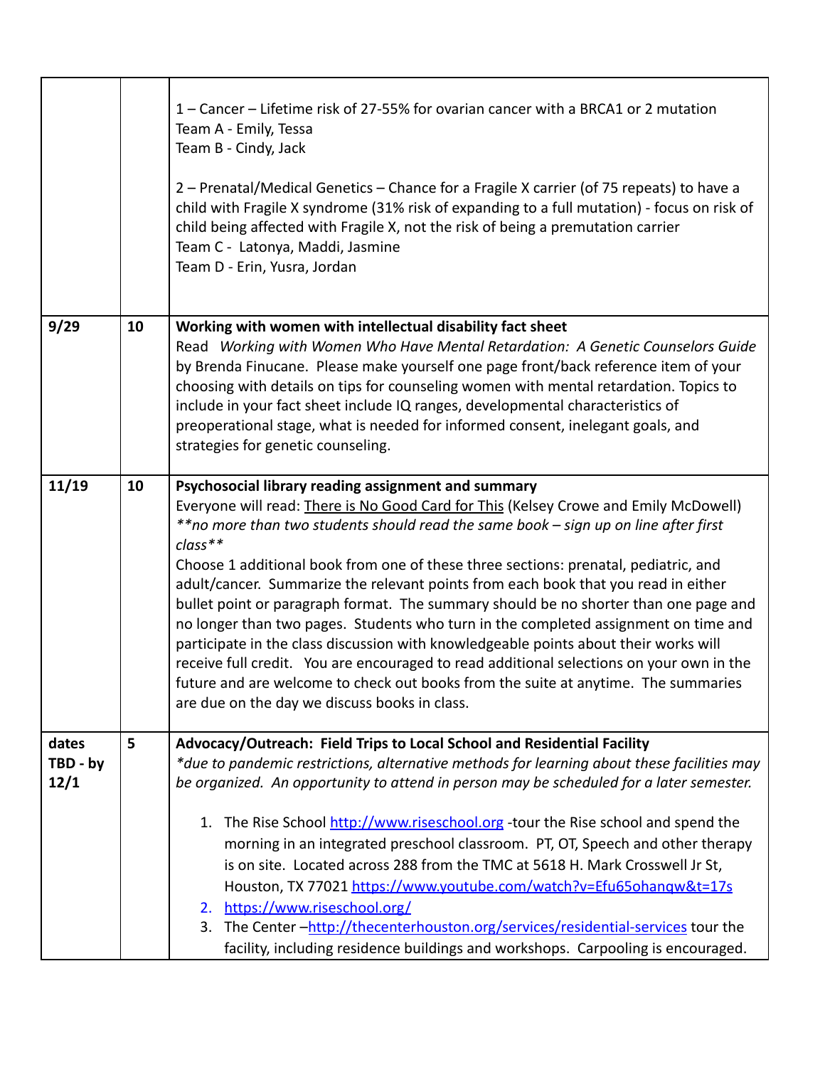| | | |
|---|---|---|
| | | 1 – Cancer – Lifetime risk of 27-55% for ovarian cancer with a BRCA1 or 2 mutation<br>Team A - Emily, Tessa<br>Team B - Cindy, Jack<br><br>2 – Prenatal/Medical Genetics – Chance for a Fragile X carrier (of 75 repeats) to have a child with Fragile X syndrome (31% risk of expanding to a full mutation) - focus on risk of child being affected with Fragile X, not the risk of being a premutation carrier<br>Team C - Latonya, Maddi, Jasmine<br>Team D - Erin, Yusra, Jordan |
| **9/29** | **10** | **Working with women with intellectual disability fact sheet**<br>Read *Working with Women Who Have Mental Retardation: A Genetic Counselors Guide* by Brenda Finucane. Please make yourself one page front/back reference item of your choosing with details on tips for counseling women with mental retardation. Topics to include in your fact sheet include IQ ranges, developmental characteristics of preoperational stage, what is needed for informed consent, inelegant goals, and strategies for genetic counseling. |
| **11/19** | **10** | **Psychosocial library reading assignment and summary**<br>Everyone will read: <u>There is No Good Card for This</u> (Kelsey Crowe and Emily McDowell)<br>*\*\*no more than two students should read the same book – sign up on line after first class\*\**<br>Choose 1 additional book from one of these three sections: prenatal, pediatric, and adult/cancer. Summarize the relevant points from each book that you read in either bullet point or paragraph format. The summary should be no shorter than one page and no longer than two pages. Students who turn in the completed assignment on time and participate in the class discussion with knowledgeable points about their works will receive full credit. You are encouraged to read additional selections on your own in the future and are welcome to check out books from the suite at anytime. The summaries are due on the day we discuss books in class. |
| **dates TBD - by 12/1** | **5** | **Advocacy/Outreach: Field Trips to Local School and Residential Facility**<br>*\*due to pandemic restrictions, alternative methods for learning about these facilities may be organized. An opportunity to attend in person may be scheduled for a later semester.*<br><br>1. The Rise School http://www.riseschool.org -tour the Rise school and spend the morning in an integrated preschool classroom. PT, OT, Speech and other therapy is on site. Located across 288 from the TMC at 5618 H. Mark Crosswell Jr St, Houston, TX 77021 https://www.youtube.com/watch?v=Efu65ohanqw&t=17s<br>2. https://www.riseschool.org/<br>3. The Center –http://thecenterhouston.org/services/residential-services tour the facility, including residence buildings and workshops. Carpooling is encouraged. |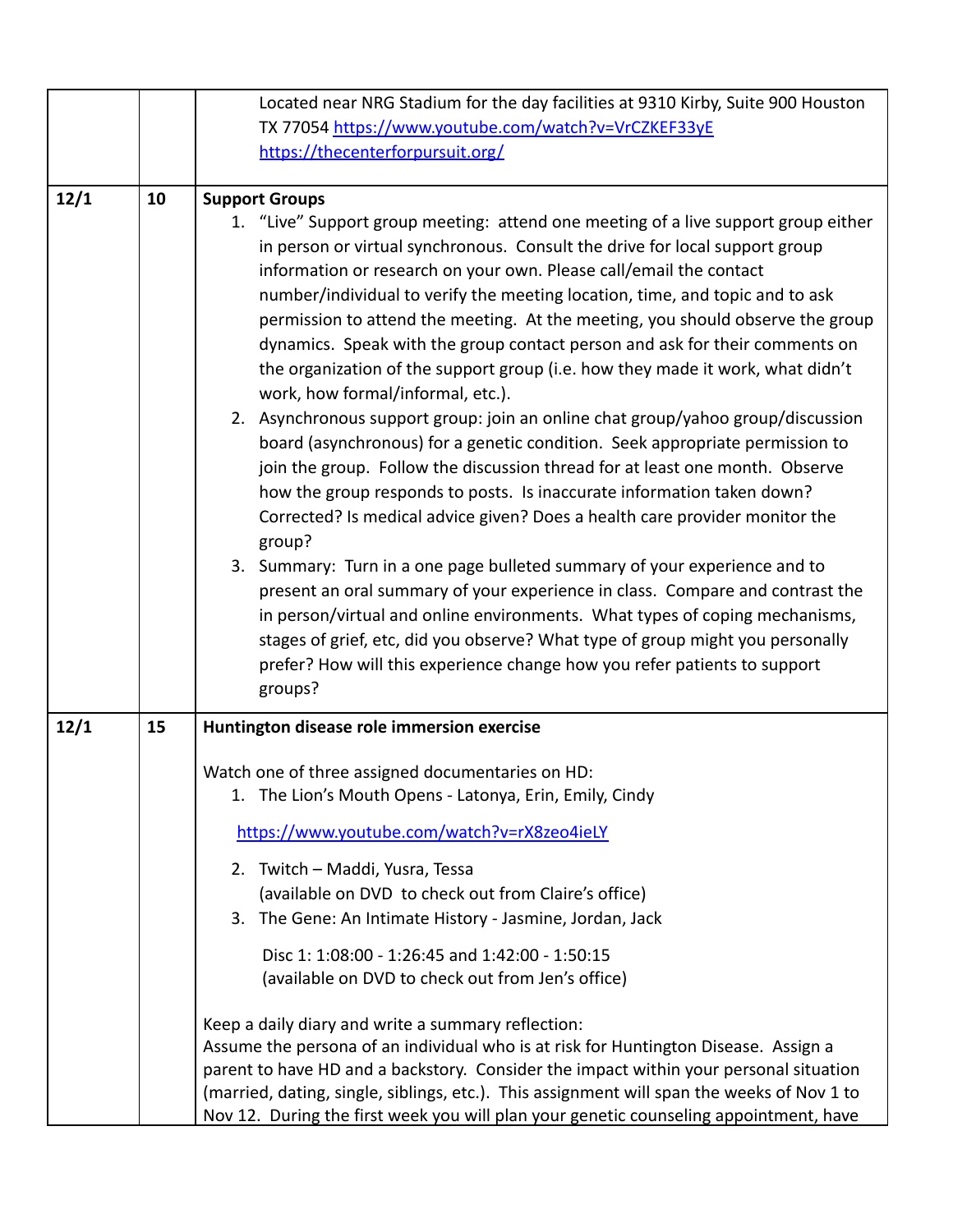| | | |
|---|---|---|
| | | Located near NRG Stadium for the day facilities at 9310 Kirby, Suite 900 Houston TX 77054 https://www.youtube.com/watch?v=VrCZKEF33yE https://thecenterforpursuit.org/ |
| 12/1 | 10 | **Support Groups**<br>1. "Live" Support group meeting: attend one meeting of a live support group either in person or virtual synchronous. Consult the drive for local support group information or research on your own. Please call/email the contact number/individual to verify the meeting location, time, and topic and to ask permission to attend the meeting. At the meeting, you should observe the group dynamics. Speak with the group contact person and ask for their comments on the organization of the support group (i.e. how they made it work, what didn't work, how formal/informal, etc.).<br>2. Asynchronous support group: join an online chat group/yahoo group/discussion board (asynchronous) for a genetic condition. Seek appropriate permission to join the group. Follow the discussion thread for at least one month. Observe how the group responds to posts. Is inaccurate information taken down? Corrected? Is medical advice given? Does a health care provider monitor the group?<br>3. Summary: Turn in a one page bulleted summary of your experience and to present an oral summary of your experience in class. Compare and contrast the in person/virtual and online environments. What types of coping mechanisms, stages of grief, etc, did you observe? What type of group might you personally prefer? How will this experience change how you refer patients to support groups? |
| 12/1 | 15 | **Huntington disease role immersion exercise**<br><br>Watch one of three assigned documentaries on HD:<br>1. The Lion's Mouth Opens - Latonya, Erin, Emily, Cindy<br>https://www.youtube.com/watch?v=rX8zeo4ieLY<br>2. Twitch – Maddi, Yusra, Tessa<br>(available on DVD to check out from Claire's office)<br>3. The Gene: An Intimate History - Jasmine, Jordan, Jack<br>Disc 1: 1:08:00 - 1:26:45 and 1:42:00 - 1:50:15<br>(available on DVD to check out from Jen's office)<br><br>Keep a daily diary and write a summary reflection:<br>Assume the persona of an individual who is at risk for Huntington Disease. Assign a parent to have HD and a backstory. Consider the impact within your personal situation (married, dating, single, siblings, etc.). This assignment will span the weeks of Nov 1 to Nov 12. During the first week you will plan your genetic counseling appointment, have |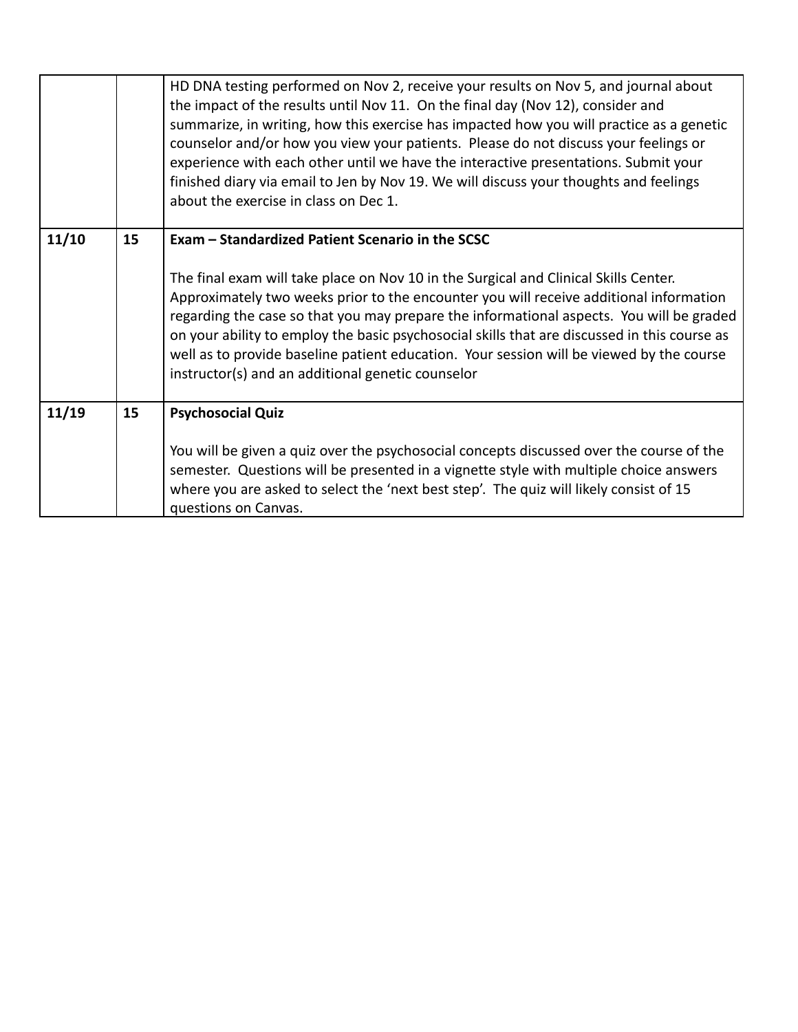| | | |
|---|---|---|
| | | HD DNA testing performed on Nov 2, receive your results on Nov 5, and journal about the impact of the results until Nov 11. On the final day (Nov 12), consider and summarize, in writing, how this exercise has impacted how you will practice as a genetic counselor and/or how you view your patients. Please do not discuss your feelings or experience with each other until we have the interactive presentations. Submit your finished diary via email to Jen by Nov 19. We will discuss your thoughts and feelings about the exercise in class on Dec 1. |
| **11/10** | **15** | **Exam – Standardized Patient Scenario in the SCSC**<br><br>The final exam will take place on Nov 10 in the Surgical and Clinical Skills Center. Approximately two weeks prior to the encounter you will receive additional information regarding the case so that you may prepare the informational aspects. You will be graded on your ability to employ the basic psychosocial skills that are discussed in this course as well as to provide baseline patient education. Your session will be viewed by the course instructor(s) and an additional genetic counselor |
| **11/19** | **15** | **Psychosocial Quiz**<br><br>You will be given a quiz over the psychosocial concepts discussed over the course of the semester. Questions will be presented in a vignette style with multiple choice answers where you are asked to select the 'next best step'. The quiz will likely consist of 15 questions on Canvas. |